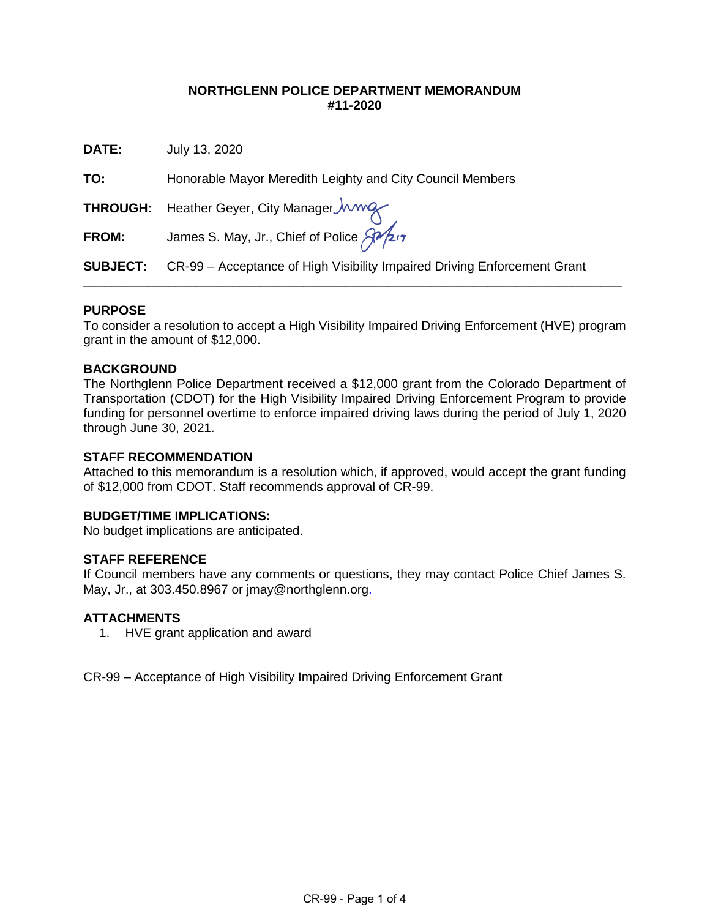**NORTHGLENN POLICE DEPARTMENT MEMORANDUM**
**#11-2020**

**DATE:** July 13, 2020

**TO:** Honorable Mayor Meredith Leighty and City Council Members

**THROUGH:** Heather Geyer, City Manager

**FROM:** James S. May, Jr., Chief of Police

**SUBJECT:** CR-99 – Acceptance of High Visibility Impaired Driving Enforcement Grant

---

## PURPOSE

To consider a resolution to accept a High Visibility Impaired Driving Enforcement (HVE) program grant in the amount of $12,000.

## BACKGROUND

The Northglenn Police Department received a $12,000 grant from the Colorado Department of Transportation (CDOT) for the High Visibility Impaired Driving Enforcement Program to provide funding for personnel overtime to enforce impaired driving laws during the period of July 1, 2020 through June 30, 2021.

## STAFF RECOMMENDATION

Attached to this memorandum is a resolution which, if approved, would accept the grant funding of $12,000 from CDOT. Staff recommends approval of CR-99.

## BUDGET/TIME IMPLICATIONS:

No budget implications are anticipated.

## STAFF REFERENCE

If Council members have any comments or questions, they may contact Police Chief James S. May, Jr., at 303.450.8967 or jmay@northglenn.org.

## ATTACHMENTS

1. HVE grant application and award

CR-99 – Acceptance of High Visibility Impaired Driving Enforcement Grant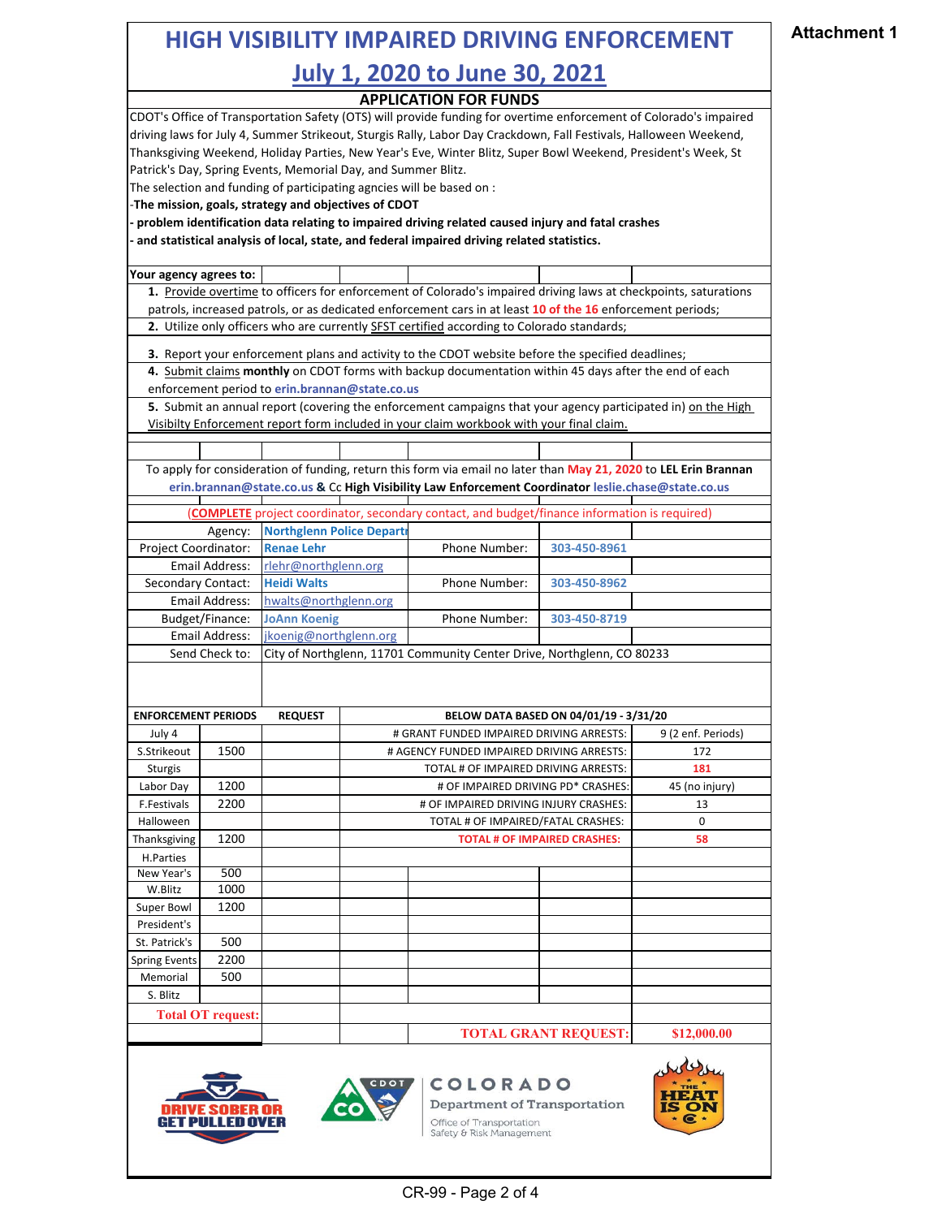Attachment 1

# HIGH VISIBILITY IMPAIRED DRIVING ENFORCEMENT

## July 1, 2020 to June 30, 2021

### APPLICATION FOR FUNDS

CDOT's Office of Transportation Safety (OTS) will provide funding for overtime enforcement of Colorado's impaired driving laws for July 4, Summer Strikeout, Sturgis Rally, Labor Day Crackdown, Fall Festivals, Halloween Weekend, Thanksgiving Weekend, Holiday Parties, New Year's Eve, Winter Blitz, Super Bowl Weekend, President's Week, St Patrick's Day, Spring Events, Memorial Day, and Summer Blitz.

The selection and funding of participating agncies will be based on :

-**The mission, goals, strategy and objectives of CDOT**

**- problem identification data relating to impaired driving related caused injury and fatal crashes**

**- and statistical analysis of local, state, and federal impaired driving related statistics.**

**Your agency agrees to:**

1. Provide overtime to officers for enforcement of Colorado's impaired driving laws at checkpoints, saturations patrols, increased patrols, or as dedicated enforcement cars in at least **10 of the 16** enforcement periods;
2. Utilize only officers who are currently SFST certified according to Colorado standards;
3. Report your enforcement plans and activity to the CDOT website before the specified deadlines;
4. Submit claims **monthly** on CDOT forms with backup documentation within 45 days after the end of each enforcement period to **erin.brannan@state.co.us**
5. Submit an annual report (covering the enforcement campaigns that your agency participated in) on the High Visibilty Enforcement report form included in your claim workbook with your final claim.

To apply for consideration of funding, return this form via email no later than **May 21, 2020** to **LEL Erin Brannan** **erin.brannan@state.co.us** & Cc **High Visibility Law Enforcement Coordinator** **leslie.chase@state.co.us**

(**COMPLETE** project coordinator, secondary contact, and budget/finance information is required)

| | | | |
|---|---|---|---|
| Agency: | **Northglenn Police Department** | | |
| Project Coordinator: | **Renae Lehr** | Phone Number: | **303-450-8961** |
| Email Address: | rlehr@northglenn.org | | |
| Secondary Contact: | **Heidi Walts** | Phone Number: | **303-450-8962** |
| Email Address: | hwalts@northglenn.org | | |
| Budget/Finance: | **JoAnn Koenig** | Phone Number: | **303-450-8719** |
| Email Address: | jkoenig@northglenn.org | | |
| Send Check to: | City of Northglenn, 11701 Community Center Drive, Northglenn, CO 80233 | | |

| ENFORCEMENT PERIODS | | REQUEST | BELOW DATA BASED ON 04/01/19 - 3/31/20 | |
|---|---|---|---|---|
| July 4 | | | # GRANT FUNDED IMPAIRED DRIVING ARRESTS: | 9 (2 enf. Periods) |
| S.Strikeout | 1500 | | # AGENCY FUNDED IMPAIRED DRIVING ARRESTS: | 172 |
| Sturgis | | | TOTAL # OF IMPAIRED DRIVING ARRESTS: | **181** |
| Labor Day | 1200 | | # OF IMPAIRED DRIVING PD* CRASHES: | 45 (no injury) |
| F.Festivals | 2200 | | # OF IMPAIRED DRIVING INJURY CRASHES: | 13 |
| Halloween | | | TOTAL # OF IMPAIRED/FATAL CRASHES: | 0 |
| Thanksgiving | 1200 | | **TOTAL # OF IMPAIRED CRASHES:** | **58** |
| H.Parties | | | | |
| New Year's | 500 | | | |
| W.Blitz | 1000 | | | |
| Super Bowl | 1200 | | | |
| President's | | | | |
| St. Patrick's | 500 | | | |
| Spring Events | 2200 | | | |
| Memorial | 500 | | | |
| S. Blitz | | | | |
| **Total OT request:** | | | | |
| | | | **TOTAL GRANT REQUEST:** | **$12,000.00** |

DRIVE SOBER OR GET PULLED OVER

COLORADO Department of Transportation

Office of Transportation Safety & Risk Management

THE HEAT IS ON

CR-99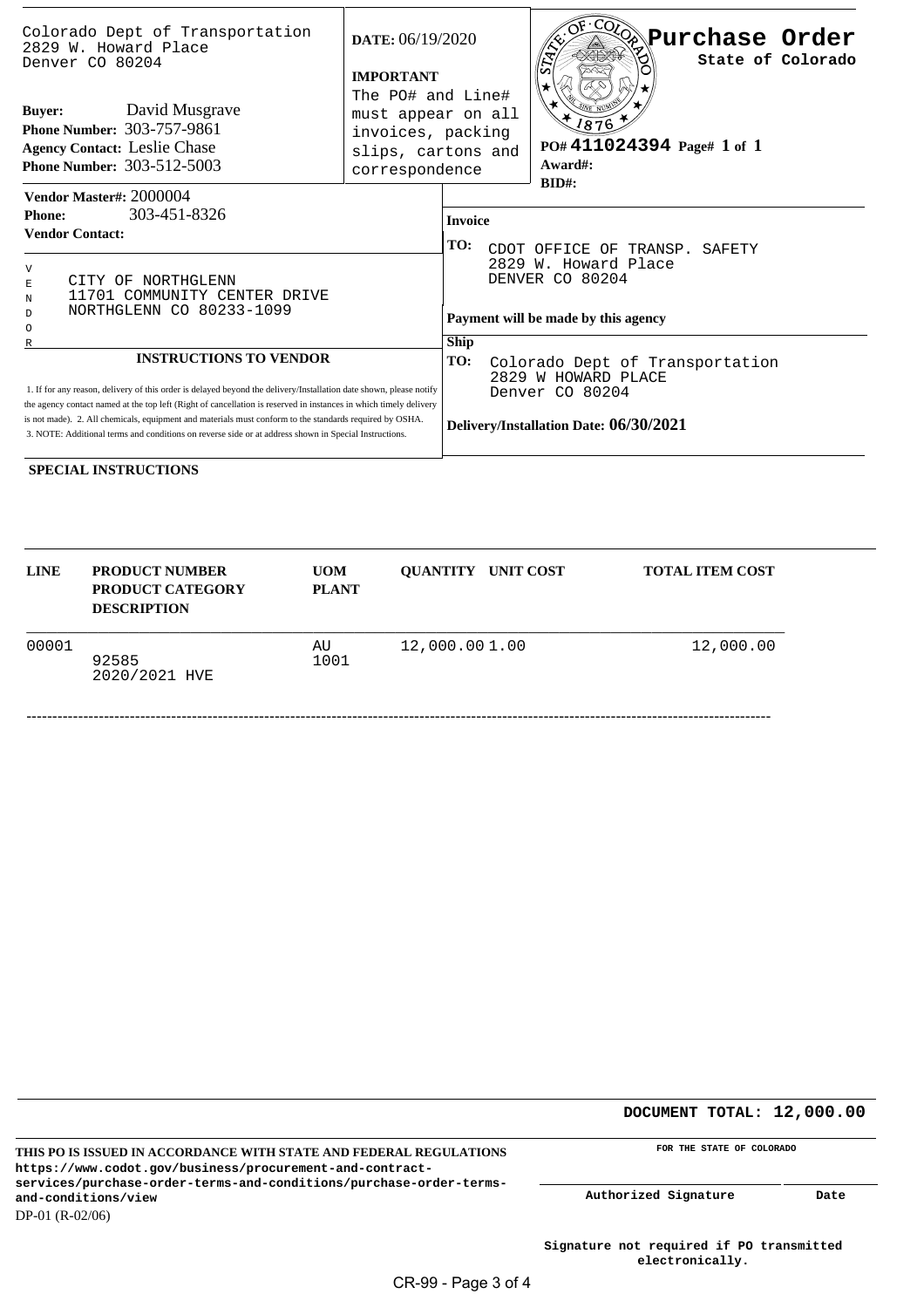Colorado Dept of Transportation
2829 W. Howard Place
Denver CO 80204

**Buyer:** David Musgrave
**Phone Number:** 303-757-9861
**Agency Contact:** Leslie Chase
**Phone Number:** 303-512-5003

**DATE:** 06/19/2020

**IMPORTANT**
The PO# and Line# must appear on all invoices, packing slips, cartons and correspondence

# Purchase Order
**State of Colorado**

**PO# 411024394 Page# 1 of 1**
**Award#:**
**BID#:**

**Vendor Master#:** 2000004
**Phone:** 303-451-8326
**Vendor Contact:**

VENDOR
CITY OF NORTHGLENN
11701 COMMUNITY CENTER DRIVE
NORTHGLENN CO 80233-1099

**Invoice TO:**
CDOT OFFICE OF TRANSP. SAFETY
2829 W. Howard Place
DENVER CO 80204

**Payment will be made by this agency**

**Ship TO:**
Colorado Dept of Transportation
2829 W HOWARD PLACE
Denver CO 80204

**Delivery/Installation Date: 06/30/2021**

**INSTRUCTIONS TO VENDOR**

1. If for any reason, delivery of this order is delayed beyond the delivery/Installation date shown, please notify the agency contact named at the top left (Right of cancellation is reserved in instances in which timely delivery is not made). 2. All chemicals, equipment and materials must conform to the standards required by OSHA.
3. NOTE: Additional terms and conditions on reverse side or at address shown in Special Instructions.

**SPECIAL INSTRUCTIONS**

| LINE | PRODUCT NUMBER PRODUCT CATEGORY DESCRIPTION | UOM PLANT | QUANTITY | UNIT COST | TOTAL ITEM COST |
|---|---|---|---|---|---|
| 00001 | 92585 2020/2021 HVE | AU 1001 | 12,000.00 | 1.00 | 12,000.00 |

**DOCUMENT TOTAL: 12,000.00**

**THIS PO IS ISSUED IN ACCORDANCE WITH STATE AND FEDERAL REGULATIONS**
**https://www.codot.gov/business/procurement-and-contract-services/purchase-order-terms-and-conditions/purchase-order-terms-and-conditions/view**
DP-01 (R-02/06)

**FOR THE STATE OF COLORADO**

**Authorized Signature** **Date**

**Signature not required if PO transmitted electronically.**

CR-99 - Page 3 of 4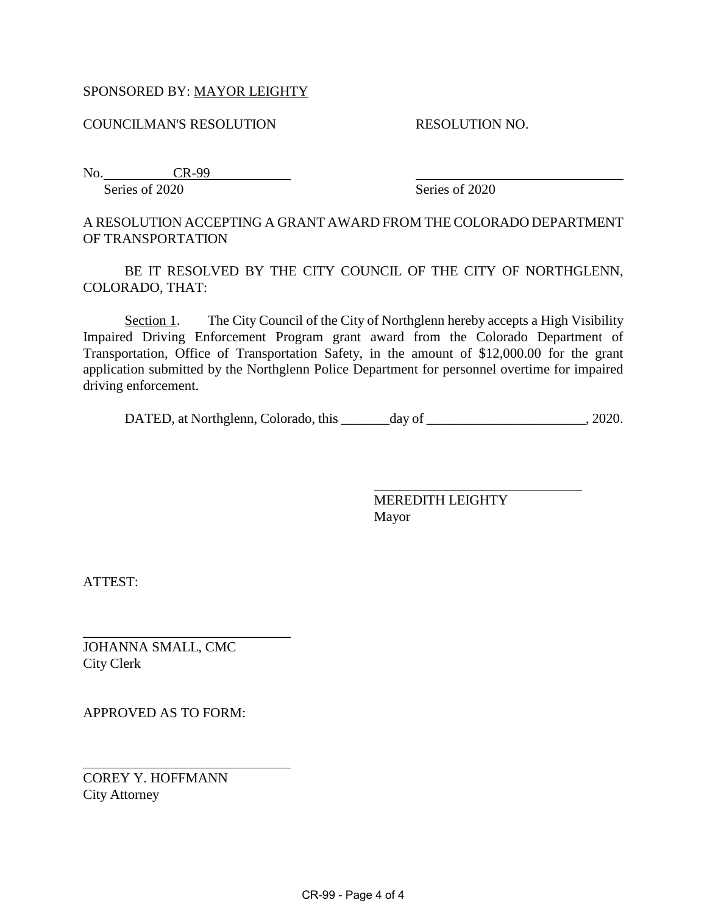SPONSORED BY: MAYOR LEIGHTY

COUNCILMAN'S RESOLUTION RESOLUTION NO.

No. CR-99 ______________________________
Series of 2020 Series of 2020

A RESOLUTION ACCEPTING A GRANT AWARD FROM THE COLORADO DEPARTMENT OF TRANSPORTATION

BE IT RESOLVED BY THE CITY COUNCIL OF THE CITY OF NORTHGLENN, COLORADO, THAT:

Section 1. The City Council of the City of Northglenn hereby accepts a High Visibility Impaired Driving Enforcement Program grant award from the Colorado Department of Transportation, Office of Transportation Safety, in the amount of $12,000.00 for the grant application submitted by the Northglenn Police Department for personnel overtime for impaired driving enforcement.

DATED, at Northglenn, Colorado, this _______day of _______________________, 2020.

______________________________
MEREDITH LEIGHTY
Mayor

ATTEST:

______________________________
JOHANNA SMALL, CMC
City Clerk

APPROVED AS TO FORM:

______________________________
COREY Y. HOFFMANN
City Attorney